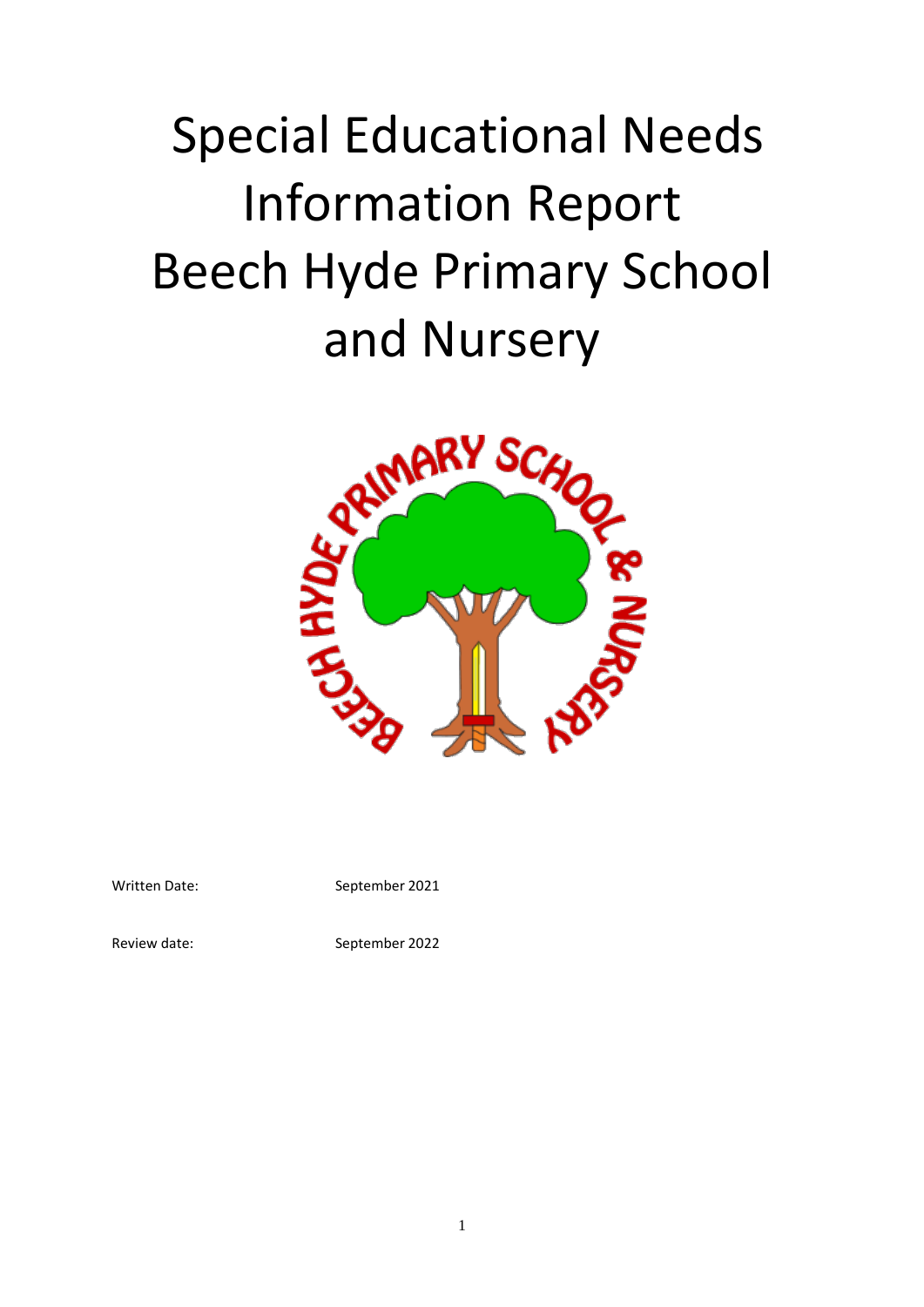# Special Educational Needs Information Report Beech Hyde Primary School and Nursery

Written Date: September 2021

Review date: September 2022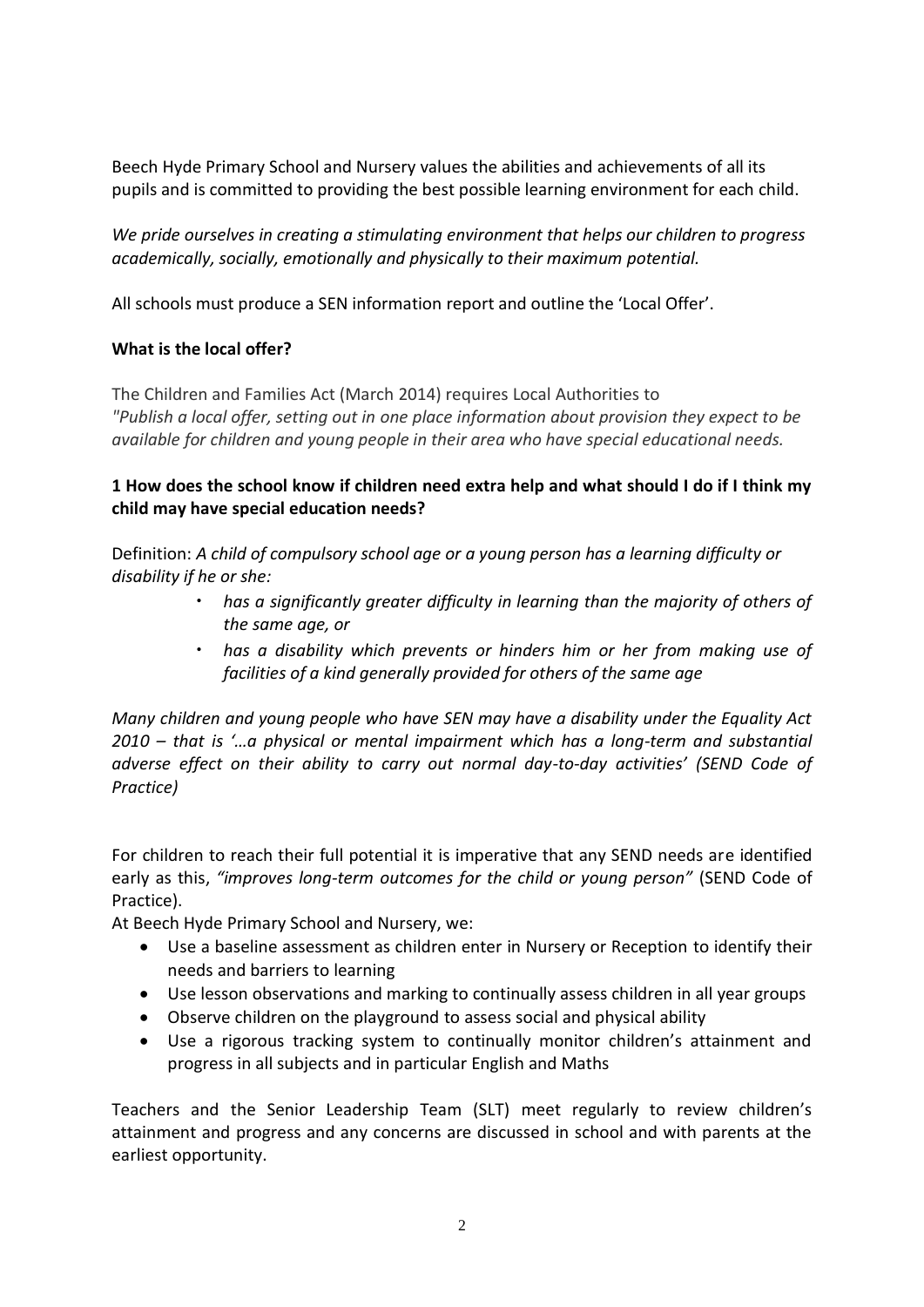Beech Hyde Primary School and Nursery values the abilities and achievements of all its pupils and is committed to providing the best possible learning environment for each child.

*We pride ourselves in creating a stimulating environment that helps our children to progress academically, socially, emotionally and physically to their maximum potential.*

All schools must produce a SEN information report and outline the 'Local Offer'.

**What is the local offer?**

The Children and Families Act (March 2014) requires Local Authorities to *"Publish a local offer, setting out in one place information about provision they expect to be available for children and young people in their area who have special educational needs.*

**1 How does the school know if children need extra help and what should I do if I think my child may have special education needs?**

Definition: *A child of compulsory school age or a young person has a learning difficulty or disability if he or she:*

- *has a significantly greater difficulty in learning than the majority of others of the same age, or*
- *has a disability which prevents or hinders him or her from making use of facilities of a kind generally provided for others of the same age*

*Many children and young people who have SEN may have a disability under the Equality Act 2010 – that is '…a physical or mental impairment which has a long-term and substantial adverse effect on their ability to carry out normal day-to-day activities' (SEND Code of Practice)*

For children to reach their full potential it is imperative that any SEND needs are identified early as this, *"improves long-term outcomes for the child or young person"* (SEND Code of Practice).

At Beech Hyde Primary School and Nursery, we:

- Use a baseline assessment as children enter in Nursery or Reception to identify their needs and barriers to learning
- Use lesson observations and marking to continually assess children in all year groups
- Observe children on the playground to assess social and physical ability
- Use a rigorous tracking system to continually monitor children's attainment and progress in all subjects and in particular English and Maths

Teachers and the Senior Leadership Team (SLT) meet regularly to review children's attainment and progress and any concerns are discussed in school and with parents at the earliest opportunity.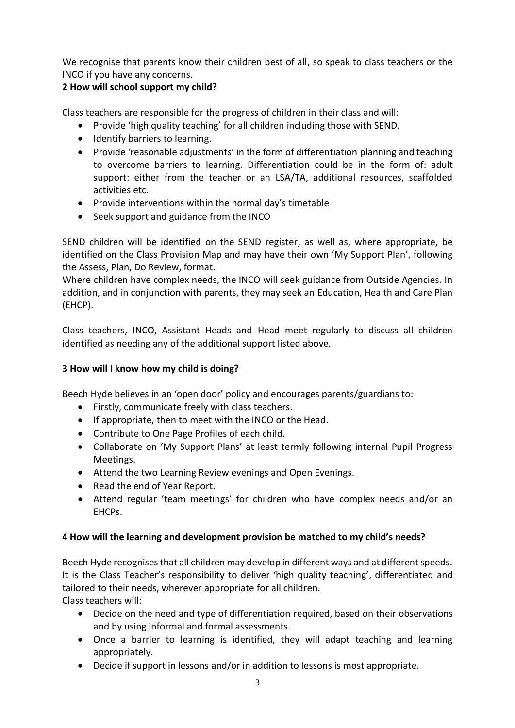We recognise that parents know their children best of all, so speak to class teachers or the INCO if you have any concerns.

**2 How will school support my child?**

Class teachers are responsible for the progress of children in their class and will:

- Provide 'high quality teaching' for all children including those with SEND.
- Identify barriers to learning.
- Provide 'reasonable adjustments' in the form of differentiation planning and teaching to overcome barriers to learning. Differentiation could be in the form of: adult support: either from the teacher or an LSA/TA, additional resources, scaffolded activities etc.
- Provide interventions within the normal day's timetable
- Seek support and guidance from the INCO

SEND children will be identified on the SEND register, as well as, where appropriate, be identified on the Class Provision Map and may have their own 'My Support Plan', following the Assess, Plan, Do Review, format.

Where children have complex needs, the INCO will seek guidance from Outside Agencies. In addition, and in conjunction with parents, they may seek an Education, Health and Care Plan (EHCP).

Class teachers, INCO, Assistant Heads and Head meet regularly to discuss all children identified as needing any of the additional support listed above.

**3 How will I know how my child is doing?**

Beech Hyde believes in an 'open door' policy and encourages parents/guardians to:

- Firstly, communicate freely with class teachers.
- If appropriate, then to meet with the INCO or the Head.
- Contribute to One Page Profiles of each child.
- Collaborate on 'My Support Plans' at least termly following internal Pupil Progress Meetings.
- Attend the two Learning Review evenings and Open Evenings.
- Read the end of Year Report.
- Attend regular 'team meetings' for children who have complex needs and/or an EHCPs.

**4 How will the learning and development provision be matched to my child's needs?**

Beech Hyde recognises that all children may develop in different ways and at different speeds. It is the Class Teacher's responsibility to deliver 'high quality teaching', differentiated and tailored to their needs, wherever appropriate for all children.

Class teachers will:

- Decide on the need and type of differentiation required, based on their observations and by using informal and formal assessments.
- Once a barrier to learning is identified, they will adapt teaching and learning appropriately.
- Decide if support in lessons and/or in addition to lessons is most appropriate.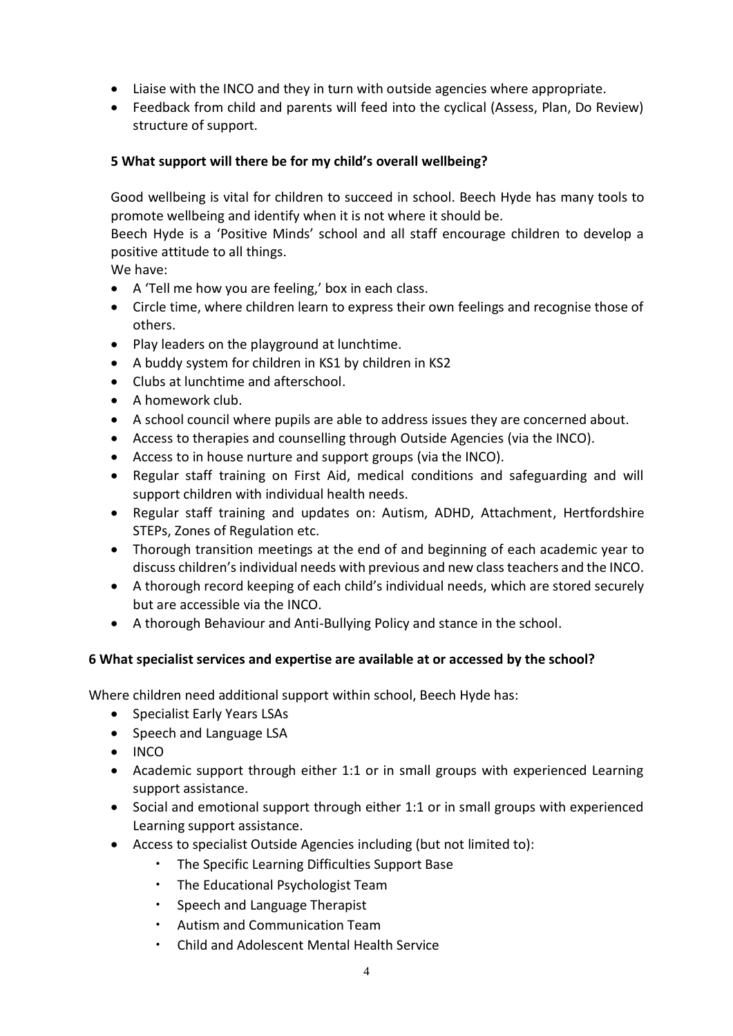- Liaise with the INCO and they in turn with outside agencies where appropriate.
- Feedback from child and parents will feed into the cyclical (Assess, Plan, Do Review) structure of support.

### 5 What support will there be for my child's overall wellbeing?

Good wellbeing is vital for children to succeed in school. Beech Hyde has many tools to promote wellbeing and identify when it is not where it should be.

Beech Hyde is a 'Positive Minds' school and all staff encourage children to develop a positive attitude to all things.

We have:

- A 'Tell me how you are feeling,' box in each class.
- Circle time, where children learn to express their own feelings and recognise those of others.
- Play leaders on the playground at lunchtime.
- A buddy system for children in KS1 by children in KS2
- Clubs at lunchtime and afterschool.
- A homework club.
- A school council where pupils are able to address issues they are concerned about.
- Access to therapies and counselling through Outside Agencies (via the INCO).
- Access to in house nurture and support groups (via the INCO).
- Regular staff training on First Aid, medical conditions and safeguarding and will support children with individual health needs.
- Regular staff training and updates on: Autism, ADHD, Attachment, Hertfordshire STEPs, Zones of Regulation etc.
- Thorough transition meetings at the end of and beginning of each academic year to discuss children's individual needs with previous and new class teachers and the INCO.
- A thorough record keeping of each child's individual needs, which are stored securely but are accessible via the INCO.
- A thorough Behaviour and Anti-Bullying Policy and stance in the school.

### 6 What specialist services and expertise are available at or accessed by the school?

Where children need additional support within school, Beech Hyde has:

- Specialist Early Years LSAs
- Speech and Language LSA
- INCO
- Academic support through either 1:1 or in small groups with experienced Learning support assistance.
- Social and emotional support through either 1:1 or in small groups with experienced Learning support assistance.
- Access to specialist Outside Agencies including (but not limited to):
  - The Specific Learning Difficulties Support Base
  - The Educational Psychologist Team
  - Speech and Language Therapist
  - Autism and Communication Team
  - Child and Adolescent Mental Health Service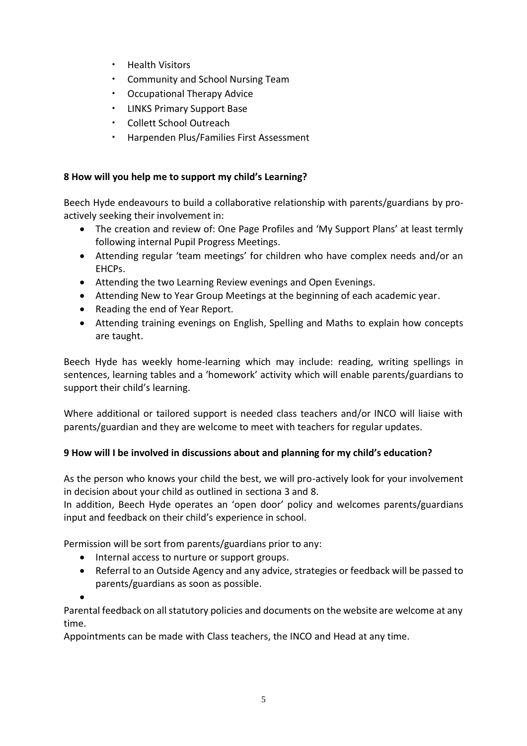- Health Visitors
- Community and School Nursing Team
- Occupational Therapy Advice
- LINKS Primary Support Base
- Collett School Outreach
- Harpenden Plus/Families First Assessment

**8 How will you help me to support my child's Learning?**

Beech Hyde endeavours to build a collaborative relationship with parents/guardians by pro-actively seeking their involvement in:

- The creation and review of: One Page Profiles and 'My Support Plans' at least termly following internal Pupil Progress Meetings.
- Attending regular 'team meetings' for children who have complex needs and/or an EHCPs.
- Attending the two Learning Review evenings and Open Evenings.
- Attending New to Year Group Meetings at the beginning of each academic year.
- Reading the end of Year Report.
- Attending training evenings on English, Spelling and Maths to explain how concepts are taught.

Beech Hyde has weekly home-learning which may include: reading, writing spellings in sentences, learning tables and a 'homework' activity which will enable parents/guardians to support their child's learning.

Where additional or tailored support is needed class teachers and/or INCO will liaise with parents/guardian and they are welcome to meet with teachers for regular updates.

**9 How will I be involved in discussions about and planning for my child's education?**

As the person who knows your child the best, we will pro-actively look for your involvement in decision about your child as outlined in sectiona 3 and 8.
In addition, Beech Hyde operates an 'open door' policy and welcomes parents/guardians input and feedback on their child's experience in school.

Permission will be sort from parents/guardians prior to any:

- Internal access to nurture or support groups.
- Referral to an Outside Agency and any advice, strategies or feedback will be passed to parents/guardians as soon as possible.

Parental feedback on all statutory policies and documents on the website are welcome at any time.
Appointments can be made with Class teachers, the INCO and Head at any time.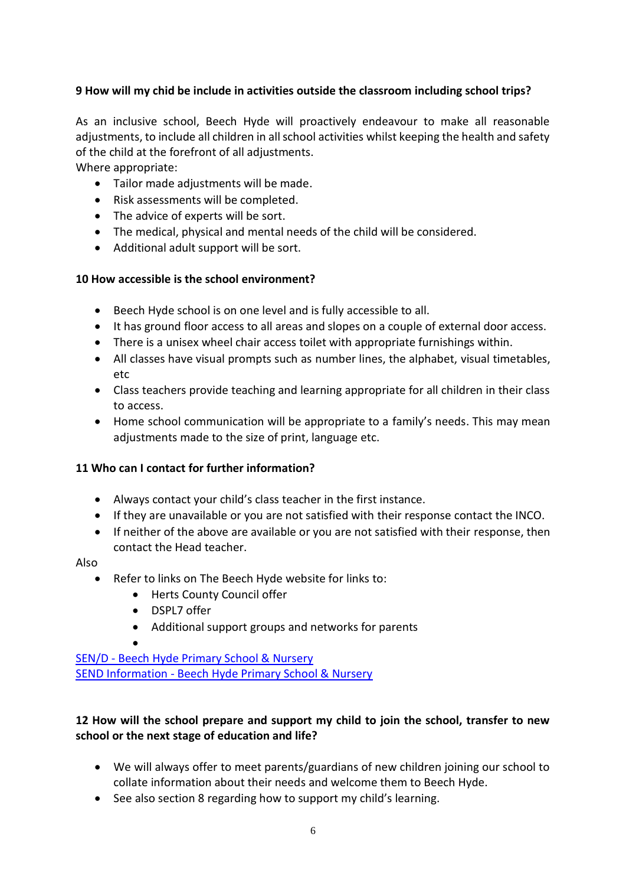**9 How will my chid be include in activities outside the classroom including school trips?**

As an inclusive school, Beech Hyde will proactively endeavour to make all reasonable adjustments, to include all children in all school activities whilst keeping the health and safety of the child at the forefront of all adjustments.

Where appropriate:

- Tailor made adjustments will be made.
- Risk assessments will be completed.
- The advice of experts will be sort.
- The medical, physical and mental needs of the child will be considered.
- Additional adult support will be sort.

**10 How accessible is the school environment?**

- Beech Hyde school is on one level and is fully accessible to all.
- It has ground floor access to all areas and slopes on a couple of external door access.
- There is a unisex wheel chair access toilet with appropriate furnishings within.
- All classes have visual prompts such as number lines, the alphabet, visual timetables, etc
- Class teachers provide teaching and learning appropriate for all children in their class to access.
- Home school communication will be appropriate to a family's needs. This may mean adjustments made to the size of print, language etc.

**11 Who can I contact for further information?**

- Always contact your child's class teacher in the first instance.
- If they are unavailable or you are not satisfied with their response contact the INCO.
- If neither of the above are available or you are not satisfied with their response, then contact the Head teacher.

Also

- Refer to links on The Beech Hyde website for links to:
    - Herts County Council offer
    - DSPL7 offer
    - Additional support groups and networks for parents
    - 

SEN/D - Beech Hyde Primary School & Nursery
SEND Information - Beech Hyde Primary School & Nursery

**12 How will the school prepare and support my child to join the school, transfer to new school or the next stage of education and life?**

- We will always offer to meet parents/guardians of new children joining our school to collate information about their needs and welcome them to Beech Hyde.
- See also section 8 regarding how to support my child's learning.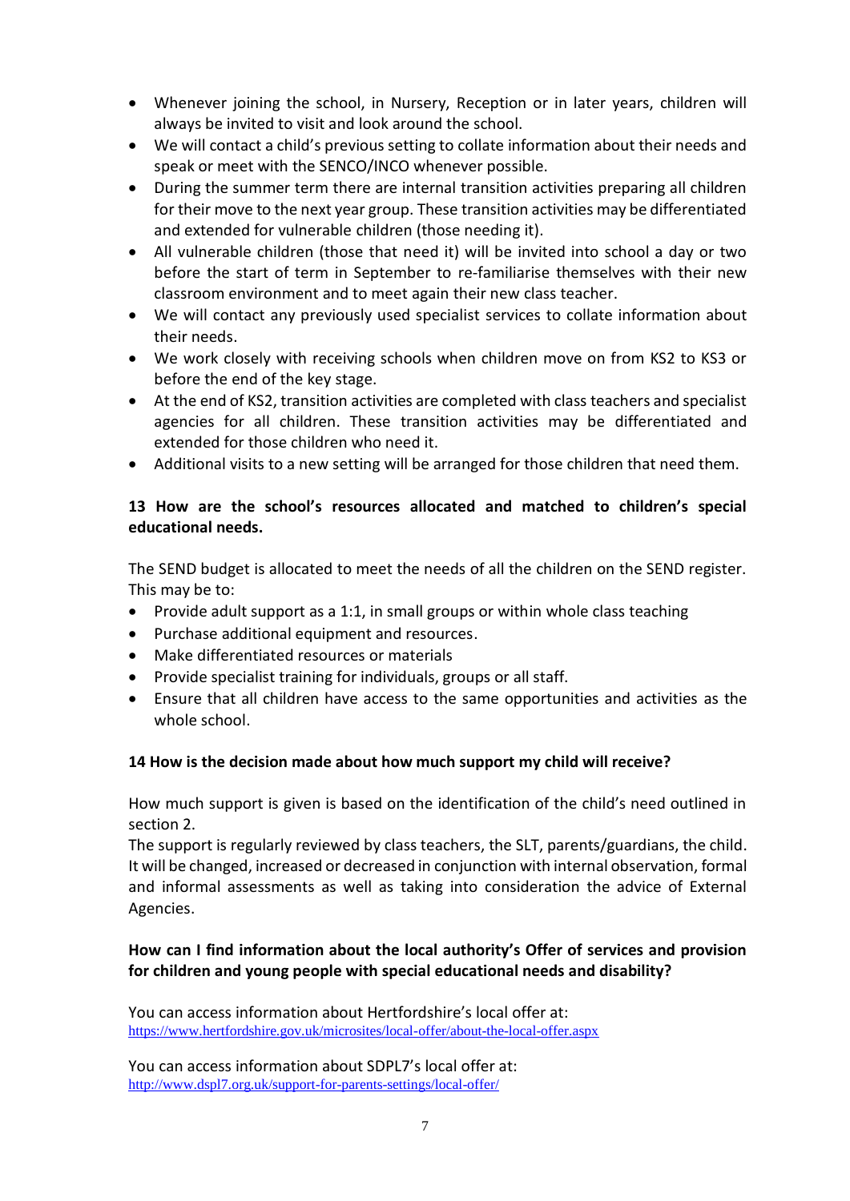- Whenever joining the school, in Nursery, Reception or in later years, children will always be invited to visit and look around the school.
- We will contact a child's previous setting to collate information about their needs and speak or meet with the SENCO/INCO whenever possible.
- During the summer term there are internal transition activities preparing all children for their move to the next year group. These transition activities may be differentiated and extended for vulnerable children (those needing it).
- All vulnerable children (those that need it) will be invited into school a day or two before the start of term in September to re-familiarise themselves with their new classroom environment and to meet again their new class teacher.
- We will contact any previously used specialist services to collate information about their needs.
- We work closely with receiving schools when children move on from KS2 to KS3 or before the end of the key stage.
- At the end of KS2, transition activities are completed with class teachers and specialist agencies for all children. These transition activities may be differentiated and extended for those children who need it.
- Additional visits to a new setting will be arranged for those children that need them.

**13 How are the school's resources allocated and matched to children's special educational needs.**

The SEND budget is allocated to meet the needs of all the children on the SEND register. This may be to:

- Provide adult support as a 1:1, in small groups or within whole class teaching
- Purchase additional equipment and resources.
- Make differentiated resources or materials
- Provide specialist training for individuals, groups or all staff.
- Ensure that all children have access to the same opportunities and activities as the whole school.

**14 How is the decision made about how much support my child will receive?**

How much support is given is based on the identification of the child's need outlined in section 2.

The support is regularly reviewed by class teachers, the SLT, parents/guardians, the child. It will be changed, increased or decreased in conjunction with internal observation, formal and informal assessments as well as taking into consideration the advice of External Agencies.

**How can I find information about the local authority's Offer of services and provision for children and young people with special educational needs and disability?**

You can access information about Hertfordshire's local offer at:
https://www.hertfordshire.gov.uk/microsites/local-offer/about-the-local-offer.aspx

You can access information about SDPL7's local offer at:
http://www.dspl7.org.uk/support-for-parents-settings/local-offer/